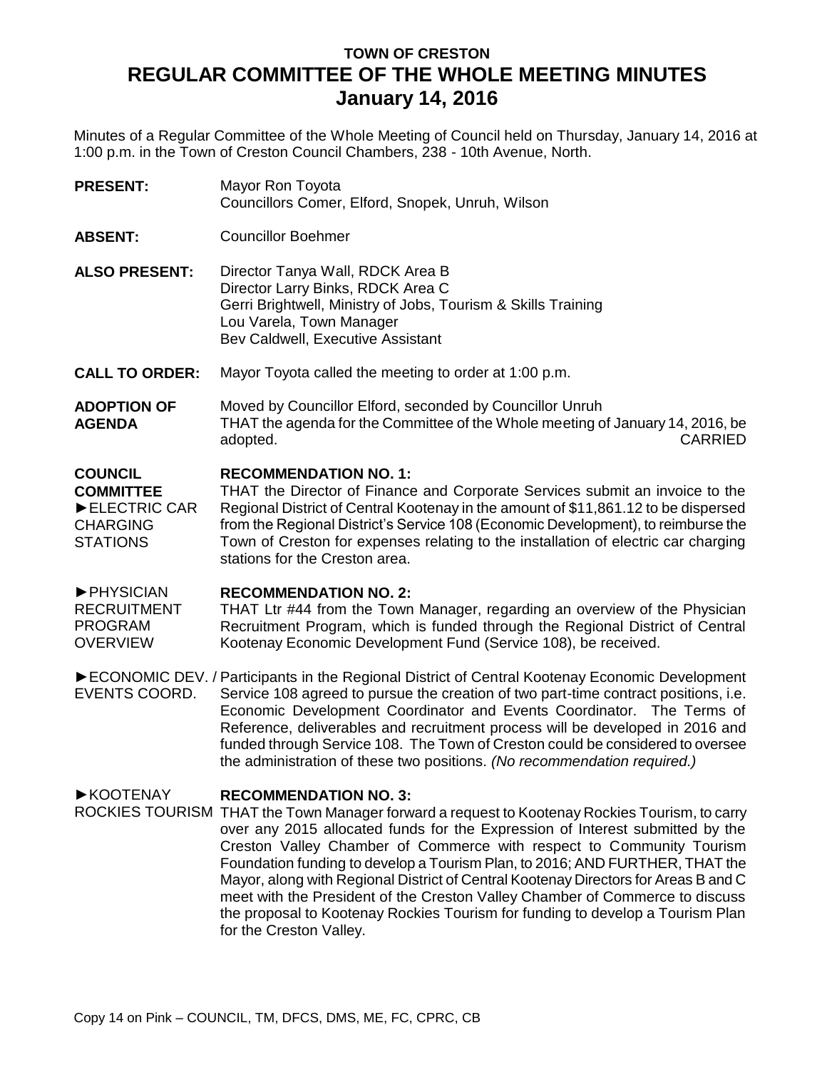# TOWN OF CRESTON
## REGULAR COMMITTEE OF THE WHOLE MEETING MINUTES
## January 14, 2016

Minutes of a Regular Committee of the Whole Meeting of Council held on Thursday, January 14, 2016 at 1:00 p.m. in the Town of Creston Council Chambers, 238 - 10th Avenue, North.

**PRESENT:** Mayor Ron Toyota
Councillors Comer, Elford, Snopek, Unruh, Wilson

**ABSENT:** Councillor Boehmer

**ALSO PRESENT:** Director Tanya Wall, RDCK Area B
Director Larry Binks, RDCK Area C
Gerri Brightwell, Ministry of Jobs, Tourism & Skills Training
Lou Varela, Town Manager
Bev Caldwell, Executive Assistant

**CALL TO ORDER:** Mayor Toyota called the meeting to order at 1:00 p.m.

**ADOPTION OF AGENDA** Moved by Councillor Elford, seconded by Councillor Unruh
THAT the agenda for the Committee of the Whole meeting of January 14, 2016, be adopted. CARRIED

**COUNCIL COMMITTEE**
►ELECTRIC CAR CHARGING STATIONS

**RECOMMENDATION NO. 1:**
THAT the Director of Finance and Corporate Services submit an invoice to the Regional District of Central Kootenay in the amount of $11,861.12 to be dispersed from the Regional District's Service 108 (Economic Development), to reimburse the Town of Creston for expenses relating to the installation of electric car charging stations for the Creston area.

►PHYSICIAN RECRUITMENT PROGRAM OVERVIEW

**RECOMMENDATION NO. 2:**
THAT Ltr #44 from the Town Manager, regarding an overview of the Physician Recruitment Program, which is funded through the Regional District of Central Kootenay Economic Development Fund (Service 108), be received.

►ECONOMIC DEV. / EVENTS COORD.

Participants in the Regional District of Central Kootenay Economic Development Service 108 agreed to pursue the creation of two part-time contract positions, i.e. Economic Development Coordinator and Events Coordinator. The Terms of Reference, deliverables and recruitment process will be developed in 2016 and funded through Service 108. The Town of Creston could be considered to oversee the administration of these two positions. *(No recommendation required.)*

►KOOTENAY ROCKIES TOURISM

**RECOMMENDATION NO. 3:**
THAT the Town Manager forward a request to Kootenay Rockies Tourism, to carry over any 2015 allocated funds for the Expression of Interest submitted by the Creston Valley Chamber of Commerce with respect to Community Tourism Foundation funding to develop a Tourism Plan, to 2016; AND FURTHER, THAT the Mayor, along with Regional District of Central Kootenay Directors for Areas B and C meet with the President of the Creston Valley Chamber of Commerce to discuss the proposal to Kootenay Rockies Tourism for funding to develop a Tourism Plan for the Creston Valley.

Copy 14 on Pink – COUNCIL, TM, DFCS, DMS, ME, FC, CPRC, CB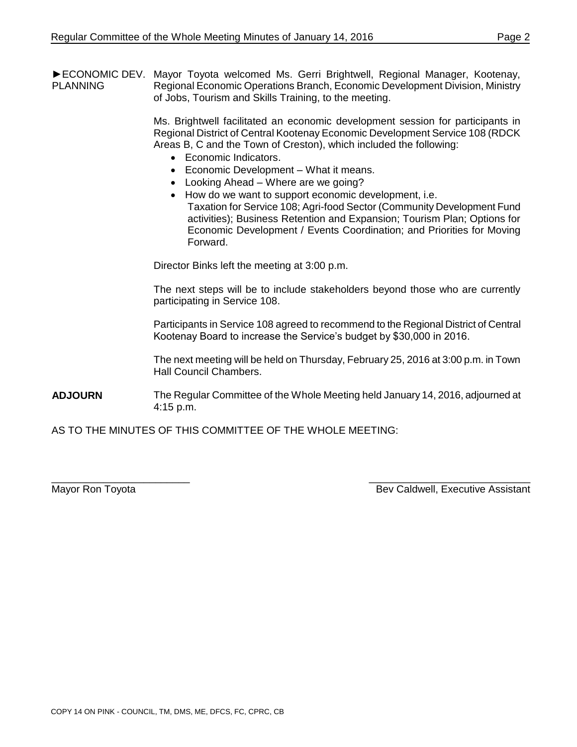**►ECONOMIC DEV. PLANNING**

Mayor Toyota welcomed Ms. Gerri Brightwell, Regional Manager, Kootenay, Regional Economic Operations Branch, Economic Development Division, Ministry of Jobs, Tourism and Skills Training, to the meeting.

Ms. Brightwell facilitated an economic development session for participants in Regional District of Central Kootenay Economic Development Service 108 (RDCK Areas B, C and the Town of Creston), which included the following:

- Economic Indicators.
- Economic Development – What it means.
- Looking Ahead – Where are we going?
- How do we want to support economic development, i.e. Taxation for Service 108; Agri-food Sector (Community Development Fund activities); Business Retention and Expansion; Tourism Plan; Options for Economic Development / Events Coordination; and Priorities for Moving Forward.

Director Binks left the meeting at 3:00 p.m.

The next steps will be to include stakeholders beyond those who are currently participating in Service 108.

Participants in Service 108 agreed to recommend to the Regional District of Central Kootenay Board to increase the Service's budget by $30,000 in 2016.

The next meeting will be held on Thursday, February 25, 2016 at 3:00 p.m. in Town Hall Council Chambers.

**ADJOURN**

The Regular Committee of the Whole Meeting held January 14, 2016, adjourned at 4:15 p.m.

AS TO THE MINUTES OF THIS COMMITTEE OF THE WHOLE MEETING:

\_\_\_\_\_\_\_\_\_\_\_\_\_\_\_\_\_\_\_\_\_\_\_\_\_
Mayor Ron Toyota

\_\_\_\_\_\_\_\_\_\_\_\_\_\_\_\_\_\_\_\_\_\_\_\_\_
Bev Caldwell, Executive Assistant

COPY 14 ON PINK - COUNCIL, TM, DMS, ME, DFCS, FC, CPRC, CB